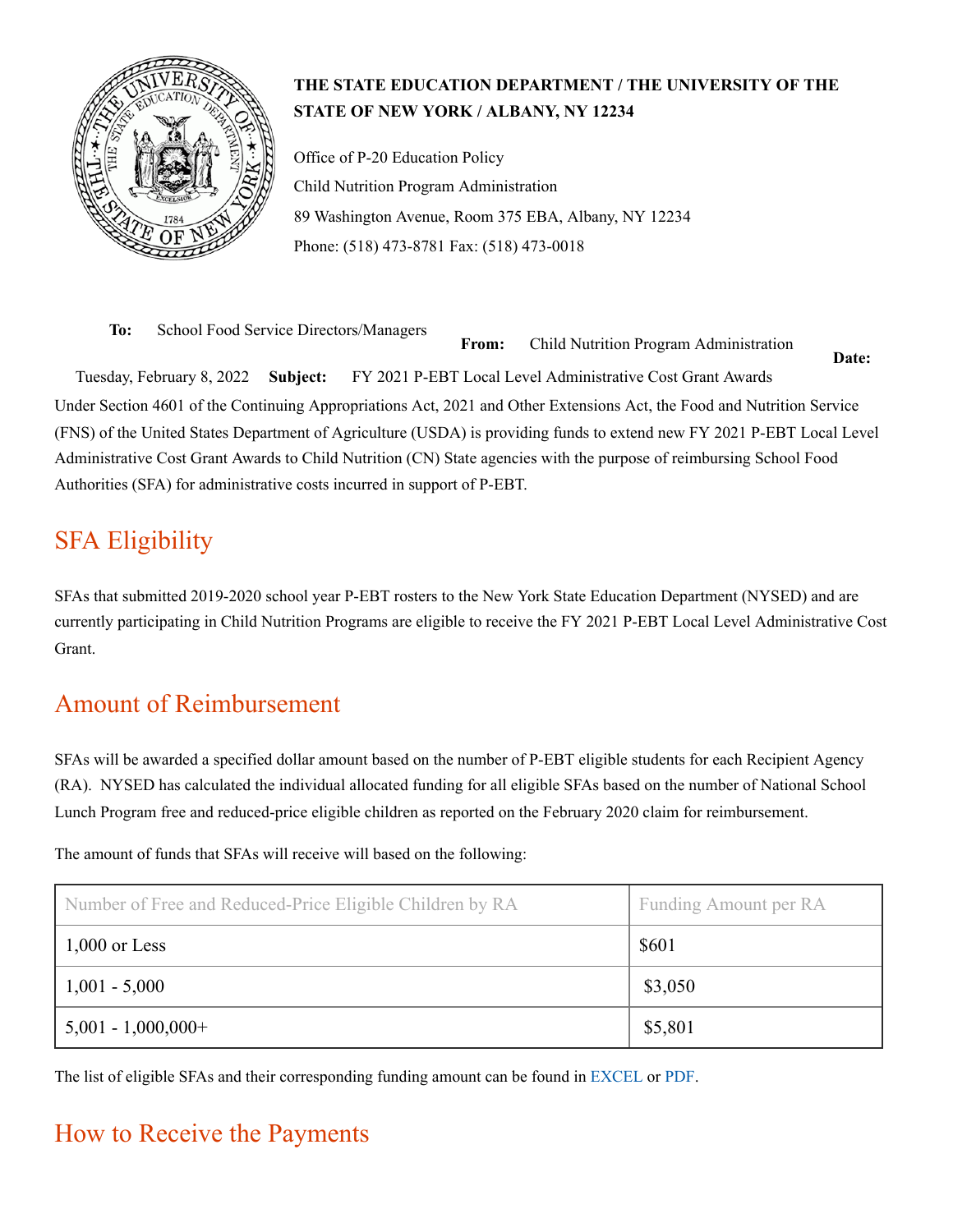**THE STATE EDUCATION DEPARTMENT / THE UNIVERSITY OF THE STATE OF NEW YORK / ALBANY, NY 12234**

Office of P-20 Education Policy
Child Nutrition Program Administration
89 Washington Avenue, Room 375 EBA, Albany, NY 12234
Phone: (518) 473-8781 Fax: (518) 473-0018

**To:** School Food Service Directors/Managers

**From:** Child Nutrition Program Administration

**Date:** Tuesday, February 8, 2022

**Subject:** FY 2021 P-EBT Local Level Administrative Cost Grant Awards

Under Section 4601 of the Continuing Appropriations Act, 2021 and Other Extensions Act, the Food and Nutrition Service (FNS) of the United States Department of Agriculture (USDA) is providing funds to extend new FY 2021 P-EBT Local Level Administrative Cost Grant Awards to Child Nutrition (CN) State agencies with the purpose of reimbursing School Food Authorities (SFA) for administrative costs incurred in support of P-EBT.

## SFA Eligibility

SFAs that submitted 2019-2020 school year P-EBT rosters to the New York State Education Department (NYSED) and are currently participating in Child Nutrition Programs are eligible to receive the FY 2021 P-EBT Local Level Administrative Cost Grant.

## Amount of Reimbursement

SFAs will be awarded a specified dollar amount based on the number of P-EBT eligible students for each Recipient Agency (RA). NYSED has calculated the individual allocated funding for all eligible SFAs based on the number of National School Lunch Program free and reduced-price eligible children as reported on the February 2020 claim for reimbursement.

The amount of funds that SFAs will receive will based on the following:

| Number of Free and Reduced-Price Eligible Children by RA | Funding Amount per RA |
|---|---|
| 1,000 or Less | $601 |
| 1,001 - 5,000 | $3,050 |
| 5,001 - 1,000,000+ | $5,801 |

The list of eligible SFAs and their corresponding funding amount can be found in EXCEL or PDF.

## How to Receive the Payments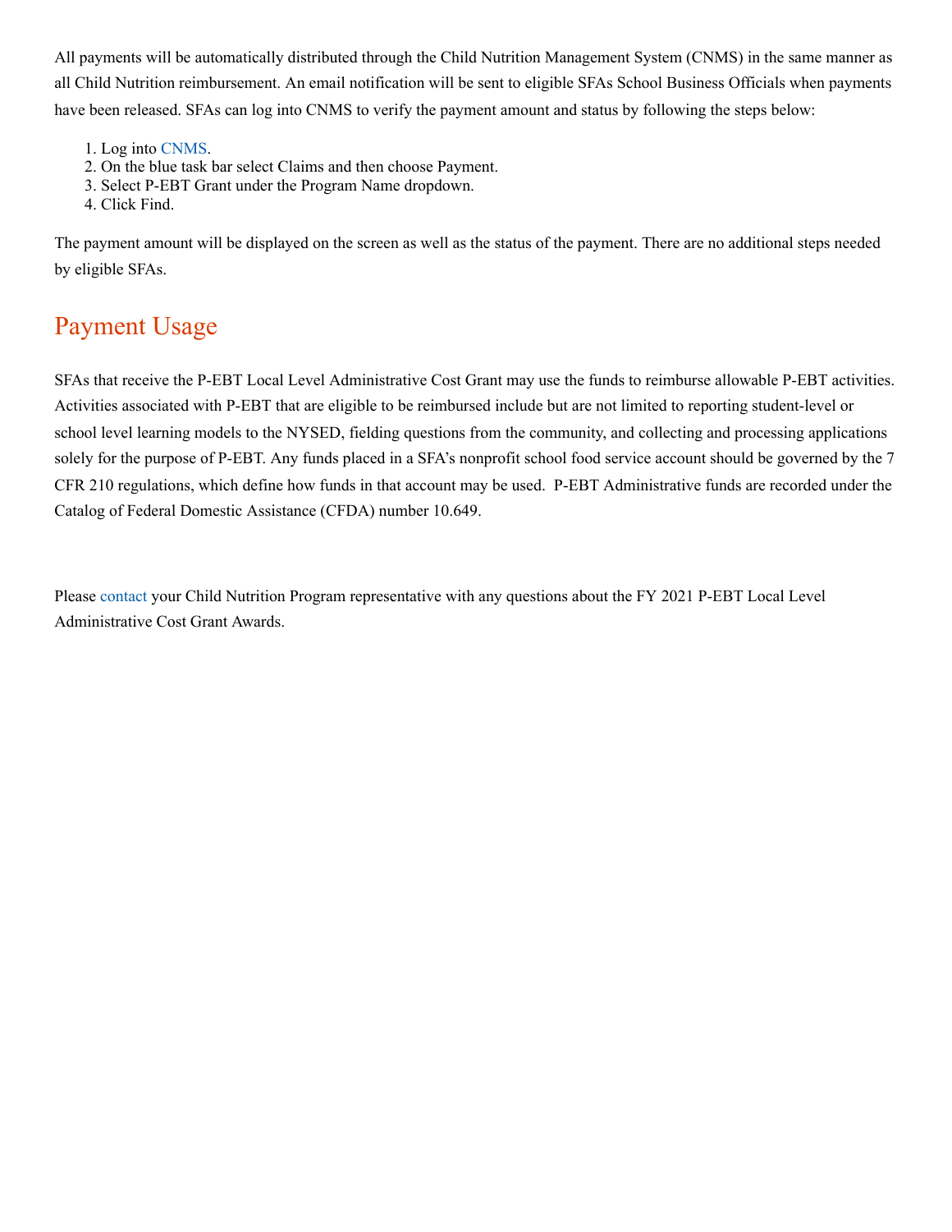All payments will be automatically distributed through the Child Nutrition Management System (CNMS) in the same manner as all Child Nutrition reimbursement. An email notification will be sent to eligible SFAs School Business Officials when payments have been released. SFAs can log into CNMS to verify the payment amount and status by following the steps below:

1. Log into CNMS.
2. On the blue task bar select Claims and then choose Payment.
3. Select P-EBT Grant under the Program Name dropdown.
4. Click Find.

The payment amount will be displayed on the screen as well as the status of the payment. There are no additional steps needed by eligible SFAs.

## Payment Usage

SFAs that receive the P-EBT Local Level Administrative Cost Grant may use the funds to reimburse allowable P-EBT activities. Activities associated with P-EBT that are eligible to be reimbursed include but are not limited to reporting student-level or school level learning models to the NYSED, fielding questions from the community, and collecting and processing applications solely for the purpose of P-EBT. Any funds placed in a SFA's nonprofit school food service account should be governed by the 7 CFR 210 regulations, which define how funds in that account may be used. P-EBT Administrative funds are recorded under the Catalog of Federal Domestic Assistance (CFDA) number 10.649.

Please contact your Child Nutrition Program representative with any questions about the FY 2021 P-EBT Local Level Administrative Cost Grant Awards.